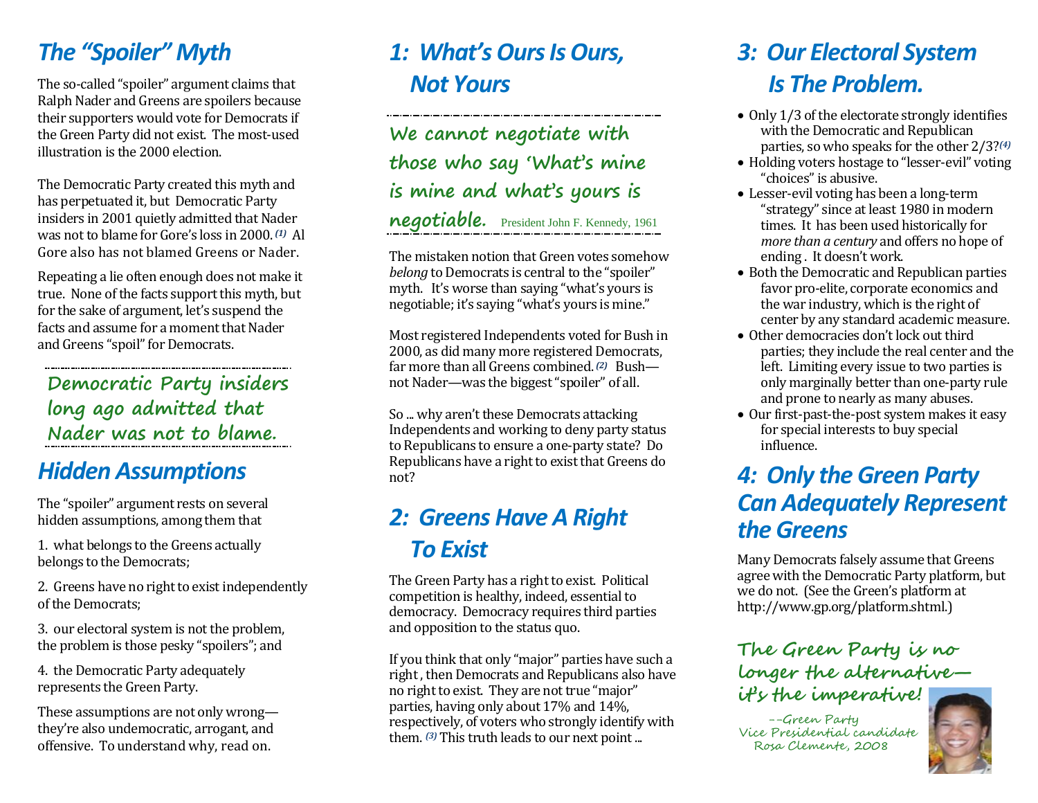## *The "Spoiler" Myth*

The so-called "spoiler" argument claims that Ralph Nader and Greens are spoilers because their supporters would vote for Democrats if the Green Party did not exist. The most-used illustration is the 2000 election.

The Democratic Party created this myth and has perpetuated it, but Democratic Party insiders in 2001 quietly admitted that Nader was not to blame for Gore's loss in 2000. *(1)* Al Gore also has not blamed Greens or Nader.

Repeating a lie often enough does not make it true. None of the facts support this myth, but for the sake of argument, let's suspend the facts and assume for a moment that Nader and Greens "spoil" for Democrats.

**Democratic Party insiders long ago admitted that Nader was not to blame.**

## *Hidden Assumptions*

The "spoiler" argument rests on several hidden assumptions, among them that

1. what belongs to the Greens actually belongs to the Democrats;

2. Greens have no right to exist independently of the Democrats;

3. our electoral system is not the problem, the problem is those pesky "spoilers"; and

4. the Democratic Party adequately represents the Green Party.

These assumptions are not only wrong—they're also undemocratic, arrogant, and offensive. To understand why, read on.

## *1: What's Ours Is Ours, Not Yours*

**We cannot negotiate with those who say 'What's mine is mine and what's yours is negotiable.** President John F. Kennedy, 1961

The mistaken notion that Green votes somehow *belong* to Democrats is central to the "spoiler" myth. It's worse than saying "what's yours is negotiable; it's saying "what's yours is mine."

Most registered Independents voted for Bush in 2000, as did many registered Democrats, far more than all Greens combined. *(2)* Bush—not Nader—was the biggest "spoiler" of all.

So ... why aren't these Democrats attacking Independents and working to deny party status to Republicans to ensure a one-party state? Do Republicans have a right to exist that Greens do not?

## *2: Greens Have A Right To Exist*

The Green Party has a right to exist. Political competition is healthy, indeed, essential to democracy. Democracy requires third parties and opposition to the status quo.

If you think that only "major" parties have such a right , then Democrats and Republicans also have no right to exist. They are not true "major" parties, having only about 17% and 14%, respectively, of voters who strongly identify with them. *(3)* This truth leads to our next point ...

## *3: Our Electoral System Is The Problem.*

- Only 1/3 of the electorate strongly identifies with the Democratic and Republican parties, so who speaks for the other 2/3? *(4)*
- Holding voters hostage to "lesser-evil" voting "choices" is abusive.
- Lesser-evil voting has been a long-term "strategy" since at least 1980 in modern times. It has been used historically for *more than a century* and offers no hope of ending . It doesn't work.
- Both the Democratic and Republican parties favor pro-elite, corporate economics and the war industry, which is the right of center by any standard academic measure.
- Other democracies don't lock out third parties; they include the real center and the left. Limiting every issue to two parties is only marginally better than one-party rule and prone to nearly as many abuses.
- Our first-past-the-post system makes it easy for special interests to buy special influence.

## *4: Only the Green Party Can Adequately Represent the Greens*

Many Democrats falsely assume that Greens agree with the Democratic Party platform, but we do not. (See the Green's platform at http://www.gp.org/platform.shtml.)

**The Green Party is no longer the alternative—it's the imperative!**

--Green Party
Vice Presidential candidate
Rosa Clemente, 2008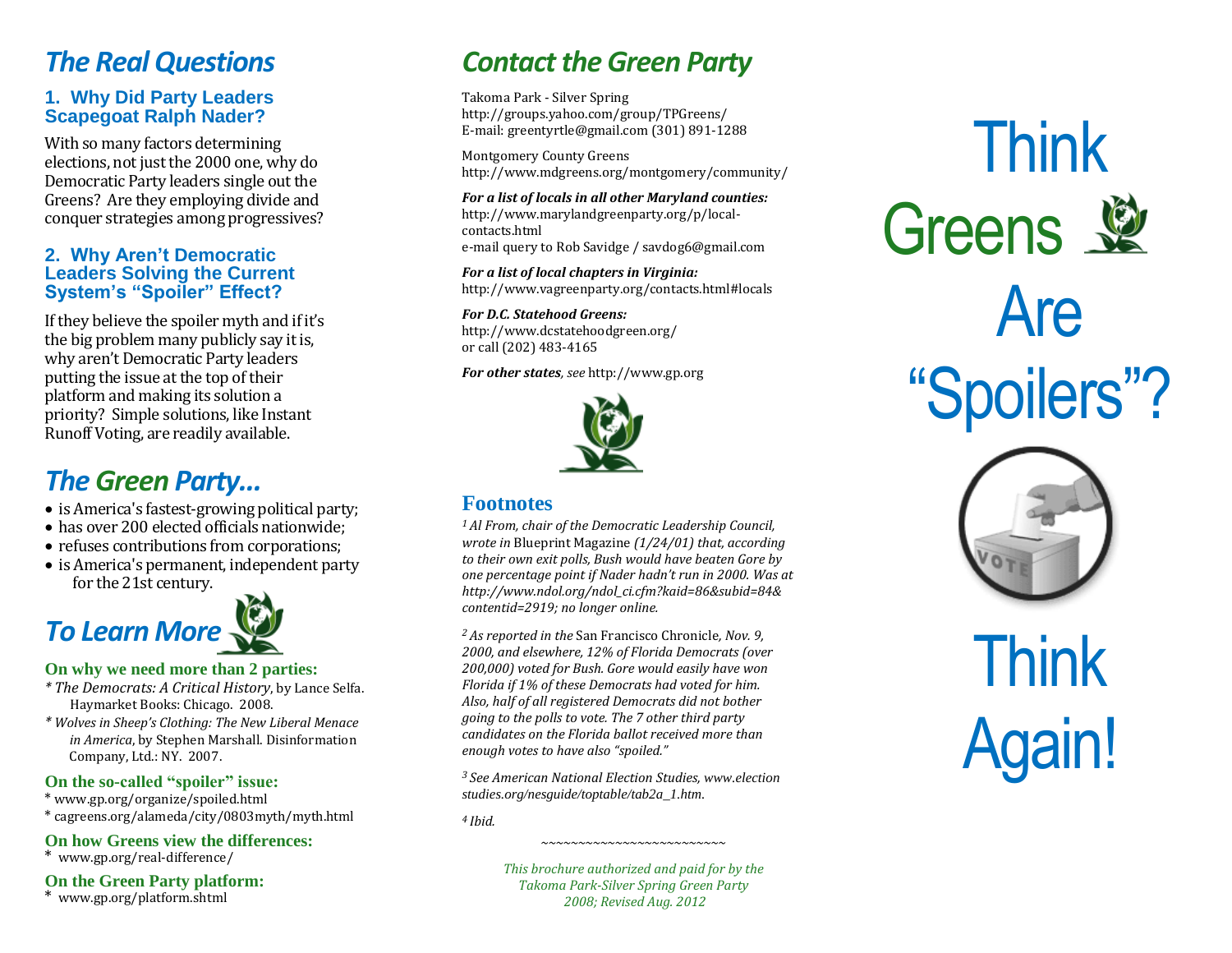## The Real Questions

### 1. Why Did Party Leaders Scapegoat Ralph Nader?

With so many factors determining elections, not just the 2000 one, why do Democratic Party leaders single out the Greens? Are they employing divide and conquer strategies among progressives?

### 2. Why Aren't Democratic Leaders Solving the Current System's "Spoiler" Effect?

If they believe the spoiler myth and if it's the big problem many publicly say it is, why aren't Democratic Party leaders putting the issue at the top of their platform and making its solution a priority? Simple solutions, like Instant Runoff Voting, are readily available.

## The Green Party...

- is America's fastest-growing political party;
- has over 200 elected officials nationwide;
- refuses contributions from corporations;
- is America's permanent, independent party for the 21st century.

## To Learn More

### On why we need more than 2 parties:

\* *The Democrats: A Critical History*, by Lance Selfa. Haymarket Books: Chicago. 2008.

\* *Wolves in Sheep's Clothing: The New Liberal Menace in America*, by Stephen Marshall. Disinformation Company, Ltd.: NY. 2007.

### On the so-called "spoiler" issue:

\* www.gp.org/organize/spoiled.html

\* cagreens.org/alameda/city/0803myth/myth.html

### On how Greens view the differences:

\* www.gp.org/real-difference/

### On the Green Party platform:

\* www.gp.org/platform.shtml

## Contact the Green Party

Takoma Park - Silver Spring
http://groups.yahoo.com/group/TPGreens/
E-mail: greentyrtle@gmail.com (301) 891-1288

Montgomery County Greens
http://www.mdgreens.org/montgomery/community/

***For a list of locals in all other Maryland counties:***
http://www.marylandgreenparty.org/p/local-contacts.html
e-mail query to Rob Savidge / savdog6@gmail.com

***For a list of local chapters in Virginia:***
http://www.vagreenparty.org/contacts.html#locals

***For D.C. Statehood Greens:***
http://www.dcstatehoodgreen.org/
or call (202) 483-4165

***For other states****, see* http://www.gp.org

## Footnotes

[1] *Al From, chair of the Democratic Leadership Council, wrote in* Blueprint Magazine *(1/24/01) that, according to their own exit polls, Bush would have beaten Gore by one percentage point if Nader hadn't run in 2000. Was at http://www.ndol.org/ndol_ci.cfm?kaid=86&subid=84&contentid=2919; no longer online.*

[2] *As reported in the* San Francisco Chronicle*, Nov. 9, 2000, and elsewhere, 12% of Florida Democrats (over 200,000) voted for Bush. Gore would easily have won Florida if 1% of these Democrats had voted for him. Also, half of all registered Democrats did not bother going to the polls to vote. The 7 other third party candidates on the Florida ballot received more than enough votes to have also "spoiled."*

[3] *See American National Election Studies, www.electionstudies.org/nesguide/toptable/tab2a_1.htm.*

[4] *Ibid.*

~~~~~~~~~~~~~~~~~~~~~~~~~~

*This brochure authorized and paid for by the Takoma Park-Silver Spring Green Party 2008; Revised Aug. 2012*

# Think Greens Are "Spoilers"?

# Think Again!